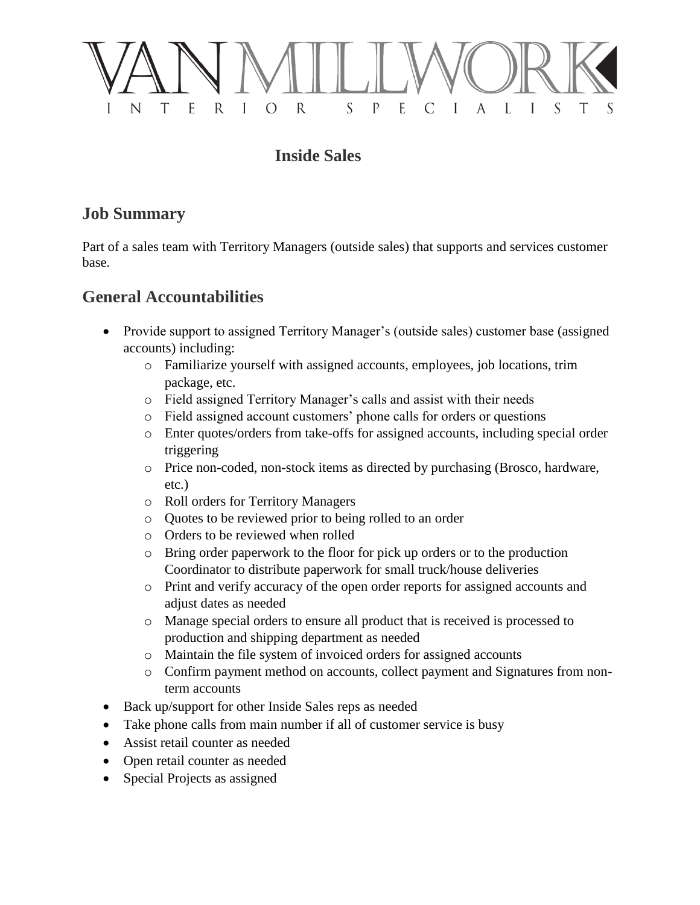# VAN MILLWORK

INTERIOR SPECIALISTS

## Inside Sales

## Job Summary

Part of a sales team with Territory Managers (outside sales) that supports and services customer base.

## General Accountabilities

- Provide support to assigned Territory Manager's (outside sales) customer base (assigned accounts) including:
  - Familiarize yourself with assigned accounts, employees, job locations, trim package, etc.
  - Field assigned Territory Manager's calls and assist with their needs
  - Field assigned account customers' phone calls for orders or questions
  - Enter quotes/orders from take-offs for assigned accounts, including special order triggering
  - Price non-coded, non-stock items as directed by purchasing (Brosco, hardware, etc.)
  - Roll orders for Territory Managers
  - Quotes to be reviewed prior to being rolled to an order
  - Orders to be reviewed when rolled
  - Bring order paperwork to the floor for pick up orders or to the production Coordinator to distribute paperwork for small truck/house deliveries
  - Print and verify accuracy of the open order reports for assigned accounts and adjust dates as needed
  - Manage special orders to ensure all product that is received is processed to production and shipping department as needed
  - Maintain the file system of invoiced orders for assigned accounts
  - Confirm payment method on accounts, collect payment and Signatures from non-term accounts
- Back up/support for other Inside Sales reps as needed
- Take phone calls from main number if all of customer service is busy
- Assist retail counter as needed
- Open retail counter as needed
- Special Projects as assigned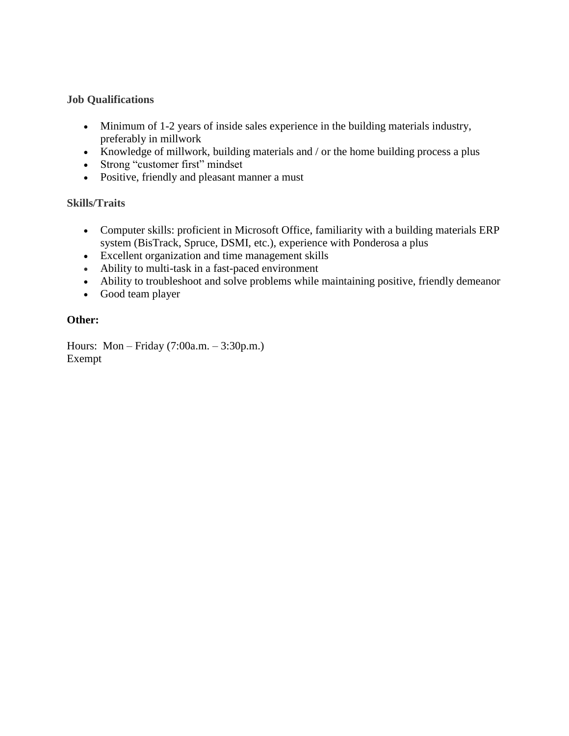**Job Qualifications**

- Minimum of 1-2 years of inside sales experience in the building materials industry, preferably in millwork
- Knowledge of millwork, building materials and / or the home building process a plus
- Strong "customer first" mindset
- Positive, friendly and pleasant manner a must

**Skills/Traits**

- Computer skills: proficient in Microsoft Office, familiarity with a building materials ERP system (BisTrack, Spruce, DSMI, etc.), experience with Ponderosa a plus
- Excellent organization and time management skills
- Ability to multi-task in a fast-paced environment
- Ability to troubleshoot and solve problems while maintaining positive, friendly demeanor
- Good team player

**Other:**

Hours: Mon – Friday (7:00a.m. – 3:30p.m.)
Exempt